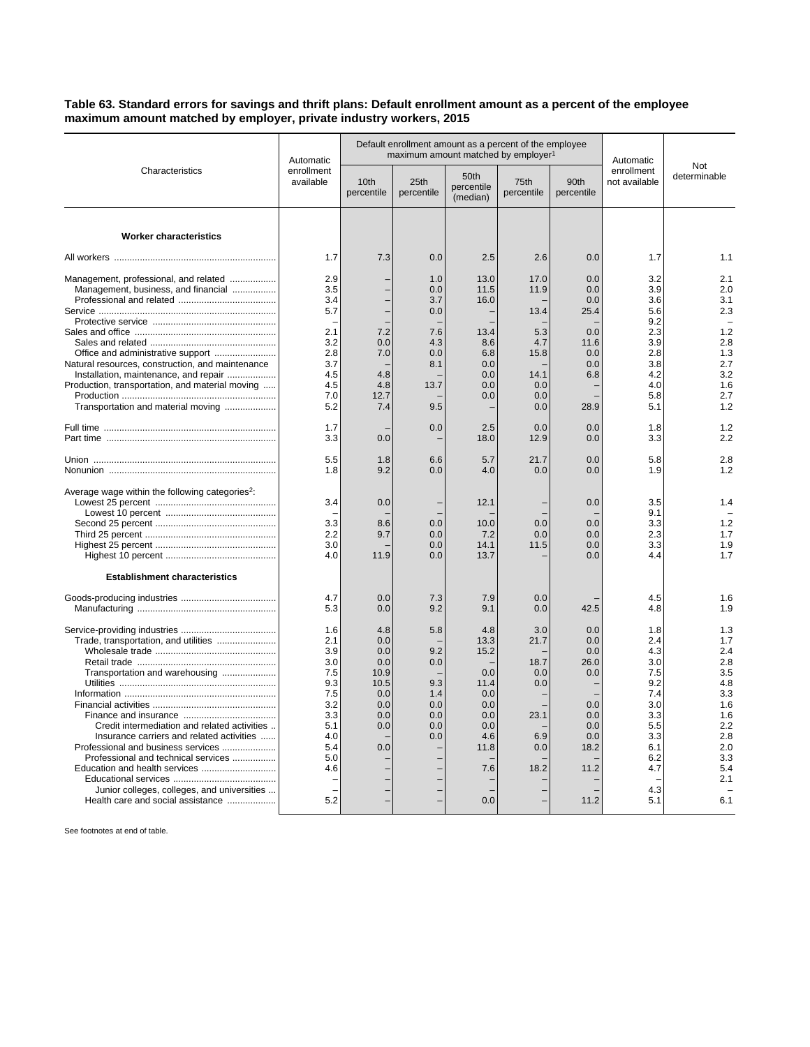**Table 63. Standard errors for savings and thrift plans: Default enrollment amount as a percent of the employee maximum amount matched by employer, private industry workers, 2015**

| Characteristics | Automatic enrollment available | Default enrollment amount as a percent of the employee maximum amount matched by employer[1] | | | | | Automatic enrollment not available | Not determinable |
|---|---|---|---|---|---|---|---|---|
| | | 10th percentile | 25th percentile | 50th percentile (median) | 75th percentile | 90th percentile | | |
| **Worker characteristics** | | | | | | | | |
| All workers | 1.7 | 7.3 | 0.0 | 2.5 | 2.6 | 0.0 | 1.7 | 1.1 |
| Management, professional, and related | 2.9 | – | 1.0 | 13.0 | 17.0 | 0.0 | 3.2 | 2.1 |
| Management, business, and financial | 3.5 | – | 0.0 | 11.5 | 11.9 | 0.0 | 3.9 | 2.0 |
| Professional and related | 3.4 | – | 3.7 | 16.0 | – | 0.0 | 3.6 | 3.1 |
| Service | 5.7 | – | 0.0 | – | 13.4 | 25.4 | 5.6 | 2.3 |
| Protective service | – | – | – | – | – | – | 9.2 | – |
| Sales and office | 2.1 | 7.2 | 7.6 | 13.4 | 5.3 | 0.0 | 2.3 | 1.2 |
| Sales and related | 3.2 | 0.0 | 4.3 | 8.6 | 4.7 | 11.6 | 3.9 | 2.8 |
| Office and administrative support | 2.8 | 7.0 | 0.0 | 6.8 | 15.8 | 0.0 | 2.8 | 1.3 |
| Natural resources, construction, and maintenance | 3.7 | – | 8.1 | 0.0 | – | 0.0 | 3.8 | 2.7 |
| Installation, maintenance, and repair | 4.5 | 4.8 | – | 0.0 | 14.1 | 6.8 | 4.2 | 3.2 |
| Production, transportation, and material moving | 4.5 | 4.8 | 13.7 | 0.0 | 0.0 | – | 4.0 | 1.6 |
| Production | 7.0 | 12.7 | – | 0.0 | 0.0 | – | 5.8 | 2.7 |
| Transportation and material moving | 5.2 | 7.4 | 9.5 | – | 0.0 | 28.9 | 5.1 | 1.2 |
| Full time | 1.7 | – | 0.0 | 2.5 | 0.0 | 0.0 | 1.8 | 1.2 |
| Part time | 3.3 | 0.0 | – | 18.0 | 12.9 | 0.0 | 3.3 | 2.2 |
| Union | 5.5 | 1.8 | 6.6 | 5.7 | 21.7 | 0.0 | 5.8 | 2.8 |
| Nonunion | 1.8 | 9.2 | 0.0 | 4.0 | 0.0 | 0.0 | 1.9 | 1.2 |
| Average wage within the following categories[2]: | | | | | | | | |
| Lowest 25 percent | 3.4 | 0.0 | – | 12.1 | – | 0.0 | 3.5 | 1.4 |
| Lowest 10 percent | – | – | – | – | – | – | 9.1 | – |
| Second 25 percent | 3.3 | 8.6 | 0.0 | 10.0 | 0.0 | 0.0 | 3.3 | 1.2 |
| Third 25 percent | 2.2 | 9.7 | 0.0 | 7.2 | 0.0 | 0.0 | 2.3 | 1.7 |
| Highest 25 percent | 3.0 | – | 0.0 | 14.1 | 11.5 | 0.0 | 3.3 | 1.9 |
| Highest 10 percent | 4.0 | 11.9 | 0.0 | 13.7 | – | 0.0 | 4.4 | 1.7 |
| **Establishment characteristics** | | | | | | | | |
| Goods-producing industries | 4.7 | 0.0 | 7.3 | 7.9 | 0.0 | – | 4.5 | 1.6 |
| Manufacturing | 5.3 | 0.0 | 9.2 | 9.1 | 0.0 | 42.5 | 4.8 | 1.9 |
| Service-providing industries | 1.6 | 4.8 | 5.8 | 4.8 | 3.0 | 0.0 | 1.8 | 1.3 |
| Trade, transportation, and utilities | 2.1 | 0.0 | – | 13.3 | 21.7 | 0.0 | 2.4 | 1.7 |
| Wholesale trade | 3.9 | 0.0 | 9.2 | 15.2 | – | 0.0 | 4.3 | 2.4 |
| Retail trade | 3.0 | 0.0 | 0.0 | – | 18.7 | 26.0 | 3.0 | 2.8 |
| Transportation and warehousing | 7.5 | 10.9 | – | 0.0 | 0.0 | 0.0 | 7.5 | 3.5 |
| Utilities | 9.3 | 10.5 | 9.3 | 11.4 | 0.0 | – | 9.2 | 4.8 |
| Information | 7.5 | 0.0 | 1.4 | 0.0 | – | – | 7.4 | 3.3 |
| Financial activities | 3.2 | 0.0 | 0.0 | 0.0 | – | 0.0 | 3.0 | 1.6 |
| Finance and insurance | 3.3 | 0.0 | 0.0 | 0.0 | 23.1 | 0.0 | 3.3 | 1.6 |
| Credit intermediation and related activities | 5.1 | 0.0 | 0.0 | 0.0 | – | 0.0 | 5.5 | 2.2 |
| Insurance carriers and related activities | 4.0 | – | 0.0 | 4.6 | 6.9 | 0.0 | 3.3 | 2.8 |
| Professional and business services | 5.4 | 0.0 | – | 11.8 | 0.0 | 18.2 | 6.1 | 2.0 |
| Professional and technical services | 5.0 | – | – | – | – | – | 6.2 | 3.3 |
| Education and health services | 4.6 | – | – | 7.6 | 18.2 | 11.2 | 4.7 | 5.4 |
| Educational services | – | – | – | – | – | – | – | 2.1 |
| Junior colleges, colleges, and universities | – | – | – | – | – | – | 4.3 | – |
| Health care and social assistance | 5.2 | – | – | 0.0 | – | 11.2 | 5.1 | 6.1 |

See footnotes at end of table.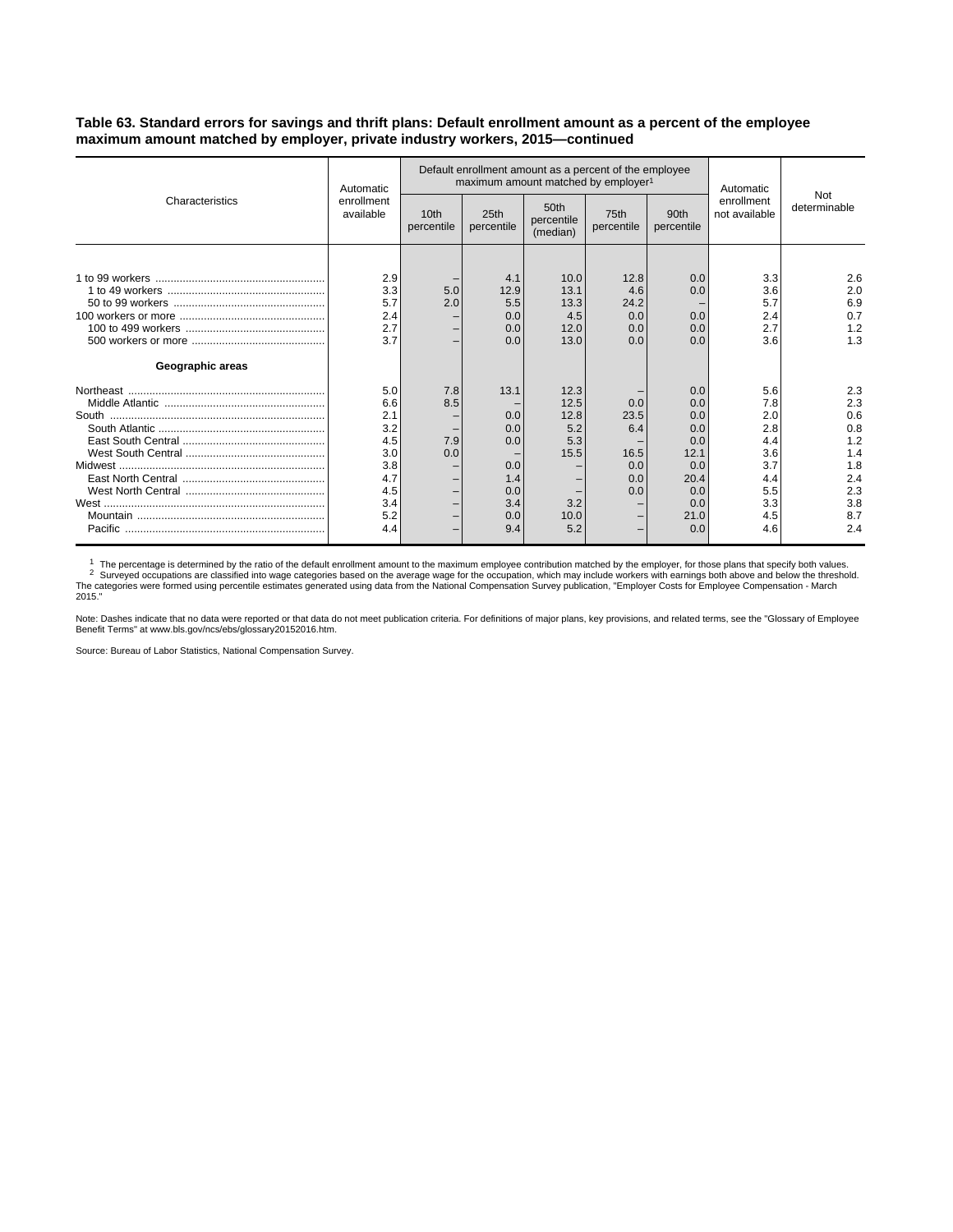**Table 63. Standard errors for savings and thrift plans: Default enrollment amount as a percent of the employee maximum amount matched by employer, private industry workers, 2015—continued**

| Characteristics | Automatic enrollment available | Default enrollment amount as a percent of the employee maximum amount matched by employer[1] | | | | | Automatic enrollment not available | Not determinable |
|---|---|---|---|---|---|---|---|---|
| | | 10th percentile | 25th percentile | 50th percentile (median) | 75th percentile | 90th percentile | | |
| 1 to 99 workers | 2.9 | – | 4.1 | 10.0 | 12.8 | 0.0 | 3.3 | 2.6 |
| 1 to 49 workers | 3.3 | 5.0 | 12.9 | 13.1 | 4.6 | 0.0 | 3.6 | 2.0 |
| 50 to 99 workers | 5.7 | 2.0 | 5.5 | 13.3 | 24.2 | – | 5.7 | 6.9 |
| 100 workers or more | 2.4 | – | 0.0 | 4.5 | 0.0 | 0.0 | 2.4 | 0.7 |
| 100 to 499 workers | 2.7 | – | 0.0 | 12.0 | 0.0 | 0.0 | 2.7 | 1.2 |
| 500 workers or more | 3.7 | – | 0.0 | 13.0 | 0.0 | 0.0 | 3.6 | 1.3 |
| **Geographic areas** | | | | | | | | |
| Northeast | 5.0 | 7.8 | 13.1 | 12.3 | – | 0.0 | 5.6 | 2.3 |
| Middle Atlantic | 6.6 | 8.5 | – | 12.5 | 0.0 | 0.0 | 7.8 | 2.3 |
| South | 2.1 | – | 0.0 | 12.8 | 23.5 | 0.0 | 2.0 | 0.6 |
| South Atlantic | 3.2 | – | 0.0 | 5.2 | 6.4 | 0.0 | 2.8 | 0.8 |
| East South Central | 4.5 | 7.9 | 0.0 | 5.3 | – | 0.0 | 4.4 | 1.2 |
| West South Central | 3.0 | 0.0 | – | 15.5 | 16.5 | 12.1 | 3.6 | 1.4 |
| Midwest | 3.8 | – | 0.0 | – | 0.0 | 0.0 | 3.7 | 1.8 |
| East North Central | 4.7 | – | 1.4 | – | 0.0 | 20.4 | 4.4 | 2.4 |
| West North Central | 4.5 | – | 0.0 | – | 0.0 | 0.0 | 5.5 | 2.3 |
| West | 3.4 | – | 3.4 | 3.2 | – | 0.0 | 3.3 | 3.8 |
| Mountain | 5.2 | – | 0.0 | 10.0 | – | 21.0 | 4.5 | 8.7 |
| Pacific | 4.4 | – | 9.4 | 5.2 | – | 0.0 | 4.6 | 2.4 |

[1] The percentage is determined by the ratio of the default enrollment amount to the maximum employee contribution matched by the employer, for those plans that specify both values.
[2] Surveyed occupations are classified into wage categories based on the average wage for the occupation, which may include workers with earnings both above and below the threshold. The categories were formed using percentile estimates generated using data from the National Compensation Survey publication, "Employer Costs for Employee Compensation - March 2015."

Note: Dashes indicate that no data were reported or that data do not meet publication criteria. For definitions of major plans, key provisions, and related terms, see the "Glossary of Employee Benefit Terms" at www.bls.gov/ncs/ebs/glossary20152016.htm.

Source: Bureau of Labor Statistics, National Compensation Survey.